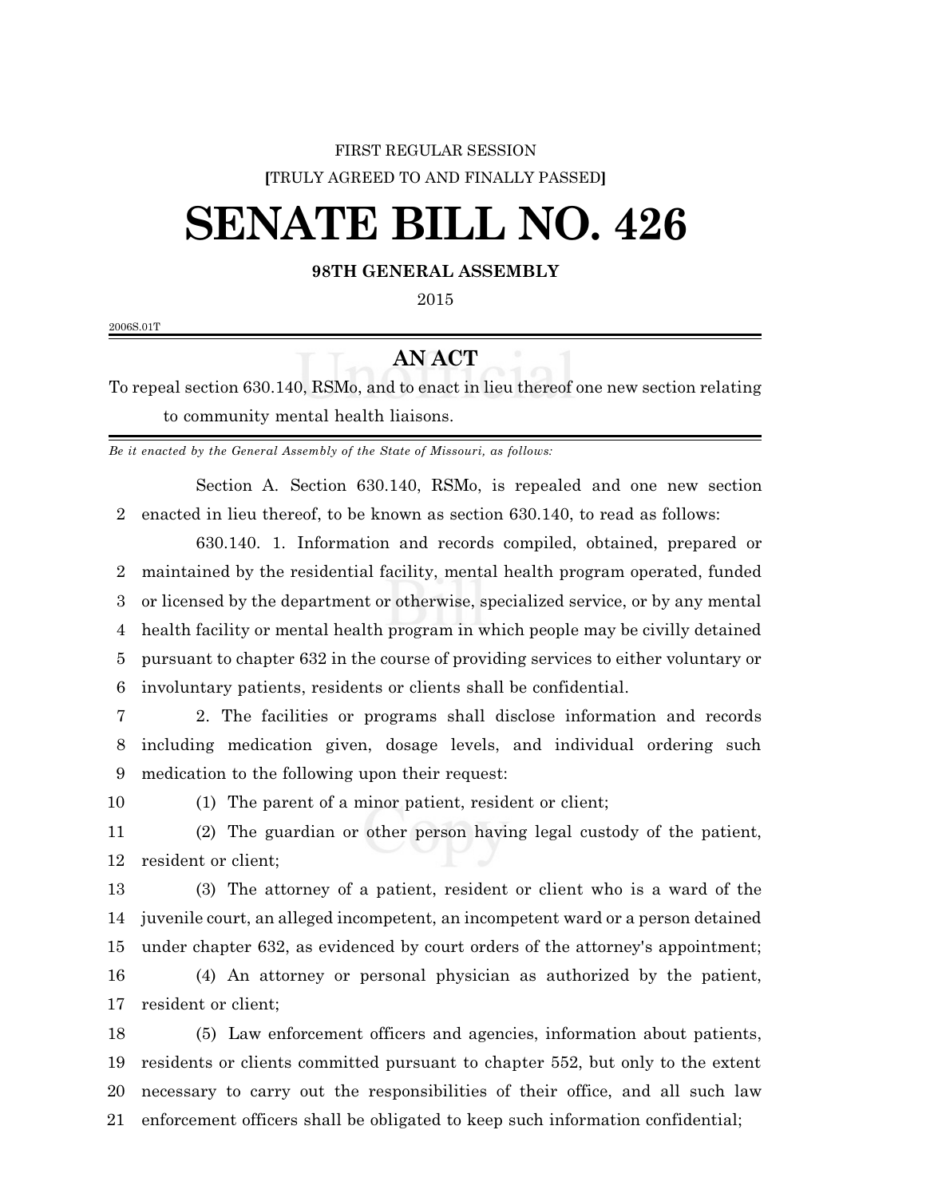FIRST REGULAR SESSION

[TRULY AGREED TO AND FINALLY PASSED]

# SENATE BILL NO. 426

**98TH GENERAL ASSEMBLY**

2015

2006S.01T

## AN ACT

To repeal section 630.140, RSMo, and to enact in lieu thereof one new section relating to community mental health liaisons.

*Be it enacted by the General Assembly of the State of Missouri, as follows:*

Section A. Section 630.140, RSMo, is repealed and one new section enacted in lieu thereof, to be known as section 630.140, to read as follows:

630.140. 1. Information and records compiled, obtained, prepared or maintained by the residential facility, mental health program operated, funded or licensed by the department or otherwise, specialized service, or by any mental health facility or mental health program in which people may be civilly detained pursuant to chapter 632 in the course of providing services to either voluntary or involuntary patients, residents or clients shall be confidential.

2. The facilities or programs shall disclose information and records including medication given, dosage levels, and individual ordering such medication to the following upon their request:

(1) The parent of a minor patient, resident or client;

(2) The guardian or other person having legal custody of the patient, resident or client;

(3) The attorney of a patient, resident or client who is a ward of the juvenile court, an alleged incompetent, an incompetent ward or a person detained under chapter 632, as evidenced by court orders of the attorney's appointment;

(4) An attorney or personal physician as authorized by the patient, resident or client;

(5) Law enforcement officers and agencies, information about patients, residents or clients committed pursuant to chapter 552, but only to the extent necessary to carry out the responsibilities of their office, and all such law enforcement officers shall be obligated to keep such information confidential;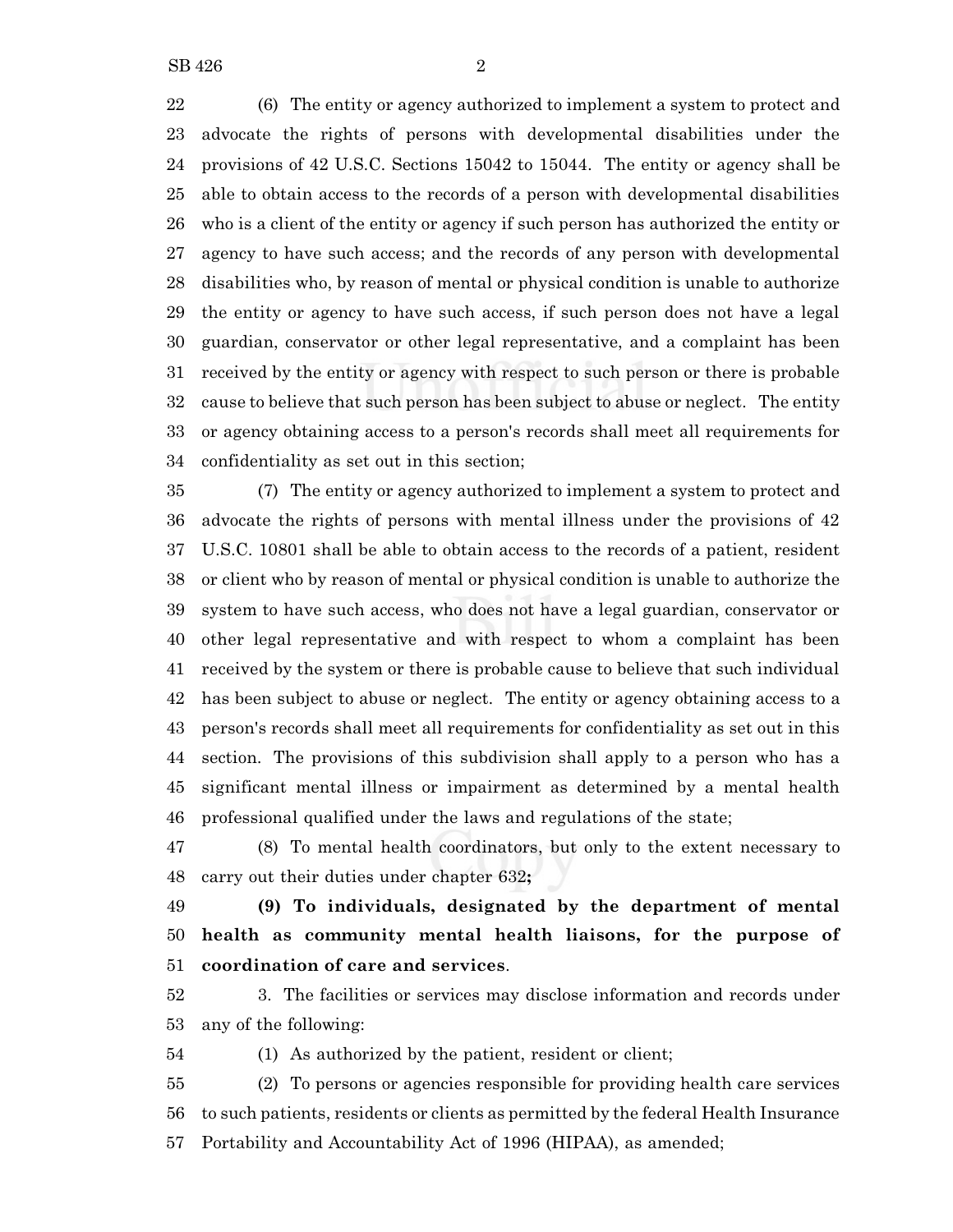(6) The entity or agency authorized to implement a system to protect and advocate the rights of persons with developmental disabilities under the provisions of 42 U.S.C. Sections 15042 to 15044. The entity or agency shall be able to obtain access to the records of a person with developmental disabilities who is a client of the entity or agency if such person has authorized the entity or agency to have such access; and the records of any person with developmental disabilities who, by reason of mental or physical condition is unable to authorize the entity or agency to have such access, if such person does not have a legal guardian, conservator or other legal representative, and a complaint has been received by the entity or agency with respect to such person or there is probable cause to believe that such person has been subject to abuse or neglect. The entity or agency obtaining access to a person's records shall meet all requirements for confidentiality as set out in this section;

(7) The entity or agency authorized to implement a system to protect and advocate the rights of persons with mental illness under the provisions of 42 U.S.C. 10801 shall be able to obtain access to the records of a patient, resident or client who by reason of mental or physical condition is unable to authorize the system to have such access, who does not have a legal guardian, conservator or other legal representative and with respect to whom a complaint has been received by the system or there is probable cause to believe that such individual has been subject to abuse or neglect. The entity or agency obtaining access to a person's records shall meet all requirements for confidentiality as set out in this section. The provisions of this subdivision shall apply to a person who has a significant mental illness or impairment as determined by a mental health professional qualified under the laws and regulations of the state;

(8) To mental health coordinators, but only to the extent necessary to carry out their duties under chapter 632**;**

**(9) To individuals, designated by the department of mental health as community mental health liaisons, for the purpose of coordination of care and services**.

3. The facilities or services may disclose information and records under any of the following:

(1) As authorized by the patient, resident or client;

(2) To persons or agencies responsible for providing health care services to such patients, residents or clients as permitted by the federal Health Insurance Portability and Accountability Act of 1996 (HIPAA), as amended;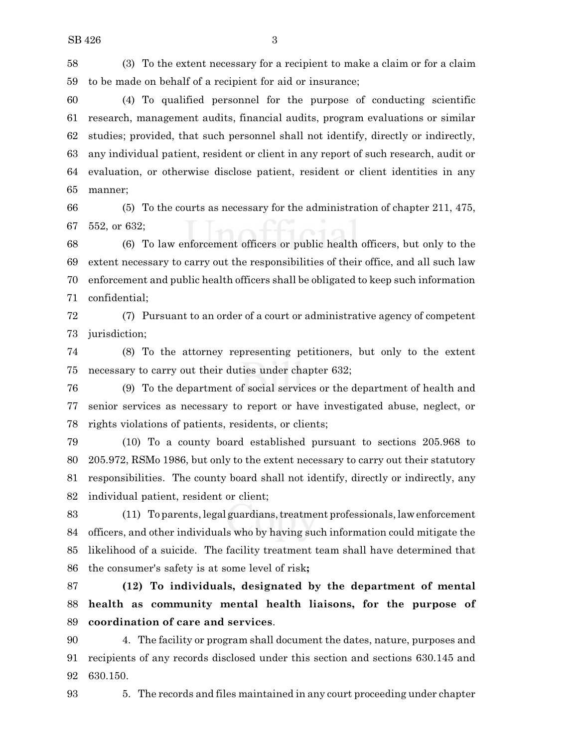(3) To the extent necessary for a recipient to make a claim or for a claim to be made on behalf of a recipient for aid or insurance;

(4) To qualified personnel for the purpose of conducting scientific research, management audits, financial audits, program evaluations or similar studies; provided, that such personnel shall not identify, directly or indirectly, any individual patient, resident or client in any report of such research, audit or evaluation, or otherwise disclose patient, resident or client identities in any manner;

(5) To the courts as necessary for the administration of chapter 211, 475, 552, or 632;

(6) To law enforcement officers or public health officers, but only to the extent necessary to carry out the responsibilities of their office, and all such law enforcement and public health officers shall be obligated to keep such information confidential;

(7) Pursuant to an order of a court or administrative agency of competent jurisdiction;

(8) To the attorney representing petitioners, but only to the extent necessary to carry out their duties under chapter 632;

(9) To the department of social services or the department of health and senior services as necessary to report or have investigated abuse, neglect, or rights violations of patients, residents, or clients;

(10) To a county board established pursuant to sections 205.968 to 205.972, RSMo 1986, but only to the extent necessary to carry out their statutory responsibilities. The county board shall not identify, directly or indirectly, any individual patient, resident or client;

(11) To parents, legal guardians, treatment professionals, law enforcement officers, and other individuals who by having such information could mitigate the likelihood of a suicide. The facility treatment team shall have determined that the consumer's safety is at some level of risk**;**

**(12) To individuals, designated by the department of mental health as community mental health liaisons, for the purpose of coordination of care and services**.

4. The facility or program shall document the dates, nature, purposes and recipients of any records disclosed under this section and sections 630.145 and 630.150.

5. The records and files maintained in any court proceeding under chapter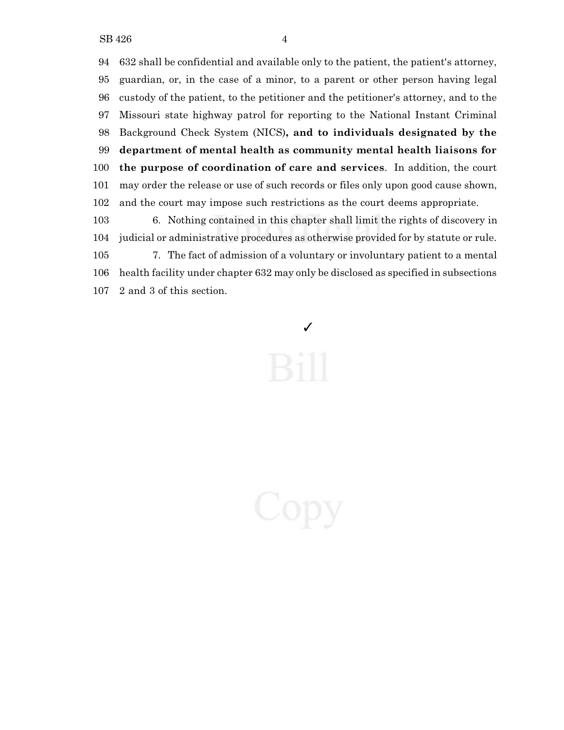632 shall be confidential and available only to the patient, the patient's attorney, guardian, or, in the case of a minor, to a parent or other person having legal custody of the patient, to the petitioner and the petitioner's attorney, and to the Missouri state highway patrol for reporting to the National Instant Criminal Background Check System (NICS)**, and to individuals designated by the department of mental health as community mental health liaisons for the purpose of coordination of care and services**. In addition, the court may order the release or use of such records or files only upon good cause shown, and the court may impose such restrictions as the court deems appropriate.

6. Nothing contained in this chapter shall limit the rights of discovery in judicial or administrative procedures as otherwise provided for by statute or rule.

7. The fact of admission of a voluntary or involuntary patient to a mental health facility under chapter 632 may only be disclosed as specified in subsections 2 and 3 of this section.

✓